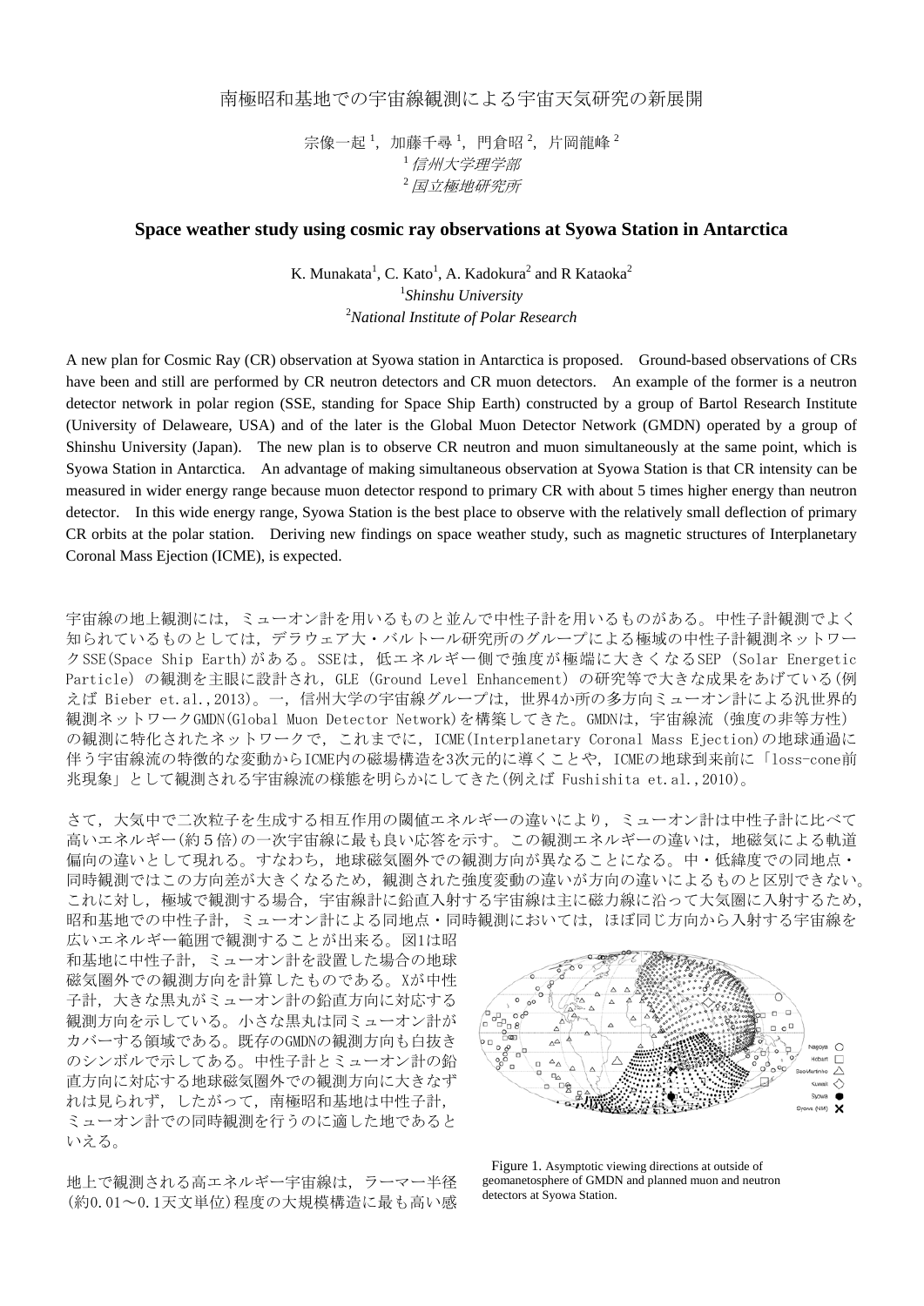# 南極昭和基地での宇宙線観測による宇宙天気研究の新展開

宗像一起[1]，加藤千尋[1]，門倉昭[2]，片岡龍峰[2]

[1] *信州大学理学部*

[2] *国立極地研究所*

## Space weather study using cosmic ray observations at Syowa Station in Antarctica

K. Munakata[1], C. Kato[1], A. Kadokura[2] and R Kataoka[2]

[1] *Shinshu University*

[2] *National Institute of Polar Research*

A new plan for Cosmic Ray (CR) observation at Syowa station in Antarctica is proposed. Ground-based observations of CRs have been and still are performed by CR neutron detectors and CR muon detectors. An example of the former is a neutron detector network in polar region (SSE, standing for Space Ship Earth) constructed by a group of Bartol Research Institute (University of Delaweare, USA) and of the later is the Global Muon Detector Network (GMDN) operated by a group of Shinshu University (Japan). The new plan is to observe CR neutron and muon simultaneously at the same point, which is Syowa Station in Antarctica. An advantage of making simultaneous observation at Syowa Station is that CR intensity can be measured in wider energy range because muon detector respond to primary CR with about 5 times higher energy than neutron detector. In this wide energy range, Syowa Station is the best place to observe with the relatively small deflection of primary CR orbits at the polar station. Deriving new findings on space weather study, such as magnetic structures of Interplanetary Coronal Mass Ejection (ICME), is expected.

宇宙線の地上観測には，ミューオン計を用いるものと並んで中性子計を用いるものがある。中性子計観測でよく知られているものとしては，デラウェア大・バルトール研究所のグループによる極域の中性子計観測ネットワークSSE(Space Ship Earth)がある。SSEは，低エネルギー側で強度が極端に大きくなるSEP (Solar Energetic Particle) の観測を主眼に設計され，GLE (Ground Level Enhancement) の研究等で大きな成果をあげている(例えば Bieber et.al.,2013)。一，信州大学の宇宙線グループは，世界4か所の多方向ミューオン計による汎世界的観測ネットワークGMDN(Global Muon Detector Network)を構築してきた。GMDNは，宇宙線流 (強度の非等方性) の観測に特化されたネットワークで，これまでに，ICME(Interplanetary Coronal Mass Ejection)の地球通過に伴う宇宙線流の特徴的な変動からICME内の磁場構造を3次元的に導くことや，ICMEの地球到来前に「loss-cone前兆現象」として観測される宇宙線流の様態を明らかにしてきた(例えば Fushishita et.al.,2010)。

さて，大気中で二次粒子を生成する相互作用の閾値エネルギーの違いにより，ミューオン計は中性子計に比べて高いエネルギー(約５倍)の一次宇宙線に最も良い応答を示す。この観測エネルギーの違いは，地磁気による軌道偏向の違いとして現れる。すなわち，地球磁気圏外での観測方向が異なることになる。中・低緯度での同地点・同時観測ではこの方向差が大きくなるため，観測された強度変動の違いが方向の違いによるものと区別できない。これに対し，極域で観測する場合，宇宙線計に鉛直入射する宇宙線は主に磁力線に沿って大気圏に入射するため，昭和基地での中性子計，ミューオン計による同地点・同時観測においては，ほぼ同じ方向から入射する宇宙線を広いエネルギー範囲で観測することが出来る。図1は昭和基地に中性子計，ミューオン計を設置した場合の地球磁気圏外での観測方向を計算したものである。Xが中性子計，大きな黒丸がミューオン計の鉛直方向に対応する観測方向を示している。小さな黒丸は同ミューオン計がカバーする領域である。既存のGMDNの観測方向も白抜きのシンボルで示してある。中性子計とミューオン計の鉛直方向に対応する地球磁気圏外での観測方向に大きなずれは見られず，したがって，南極昭和基地は中性子計，ミューオン計での同時観測を行うのに適した地であるといえる。

Figure 1. Asymptotic viewing directions at outside of geomanetosphere of GMDN and planned muon and neutron detectors at Syowa Station.

地上で観測される高エネルギー宇宙線は，ラーマー半径(約0.01～0.1天文単位)程度の大規模構造に最も高い感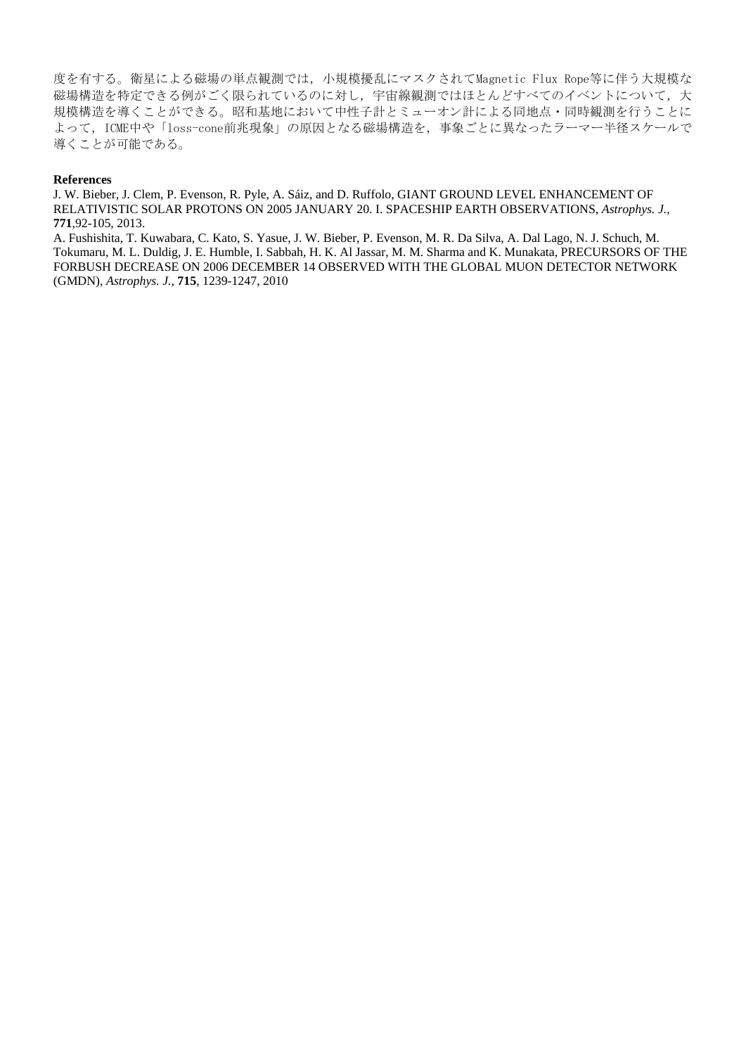度を有する。衛星による磁場の単点観測では，小規模擾乱にマスクされてMagnetic Flux Rope等に伴う大規模な磁場構造を特定できる例がごく限られているのに対し，宇宙線観測ではほとんどすべてのイベントについて，大規模構造を導くことができる。昭和基地において中性子計とミューオン計による同地点・同時観測を行うことによって，ICME中や「loss-cone前兆現象」の原因となる磁場構造を，事象ごとに異なったラーマー半径スケールで導くことが可能である。

**References**

J. W. Bieber, J. Clem, P. Evenson, R. Pyle, A. Sáiz, and D. Ruffolo, GIANT GROUND LEVEL ENHANCEMENT OF RELATIVISTIC SOLAR PROTONS ON 2005 JANUARY 20. I. SPACESHIP EARTH OBSERVATIONS, *Astrophys. J.*, **771**,92-105, 2013.

A. Fushishita, T. Kuwabara, C. Kato, S. Yasue, J. W. Bieber, P. Evenson, M. R. Da Silva, A. Dal Lago, N. J. Schuch, M. Tokumaru, M. L. Duldig, J. E. Humble, I. Sabbah, H. K. Al Jassar, M. M. Sharma and K. Munakata, PRECURSORS OF THE FORBUSH DECREASE ON 2006 DECEMBER 14 OBSERVED WITH THE GLOBAL MUON DETECTOR NETWORK (GMDN), *Astrophys. J.*, **715**, 1239-1247, 2010